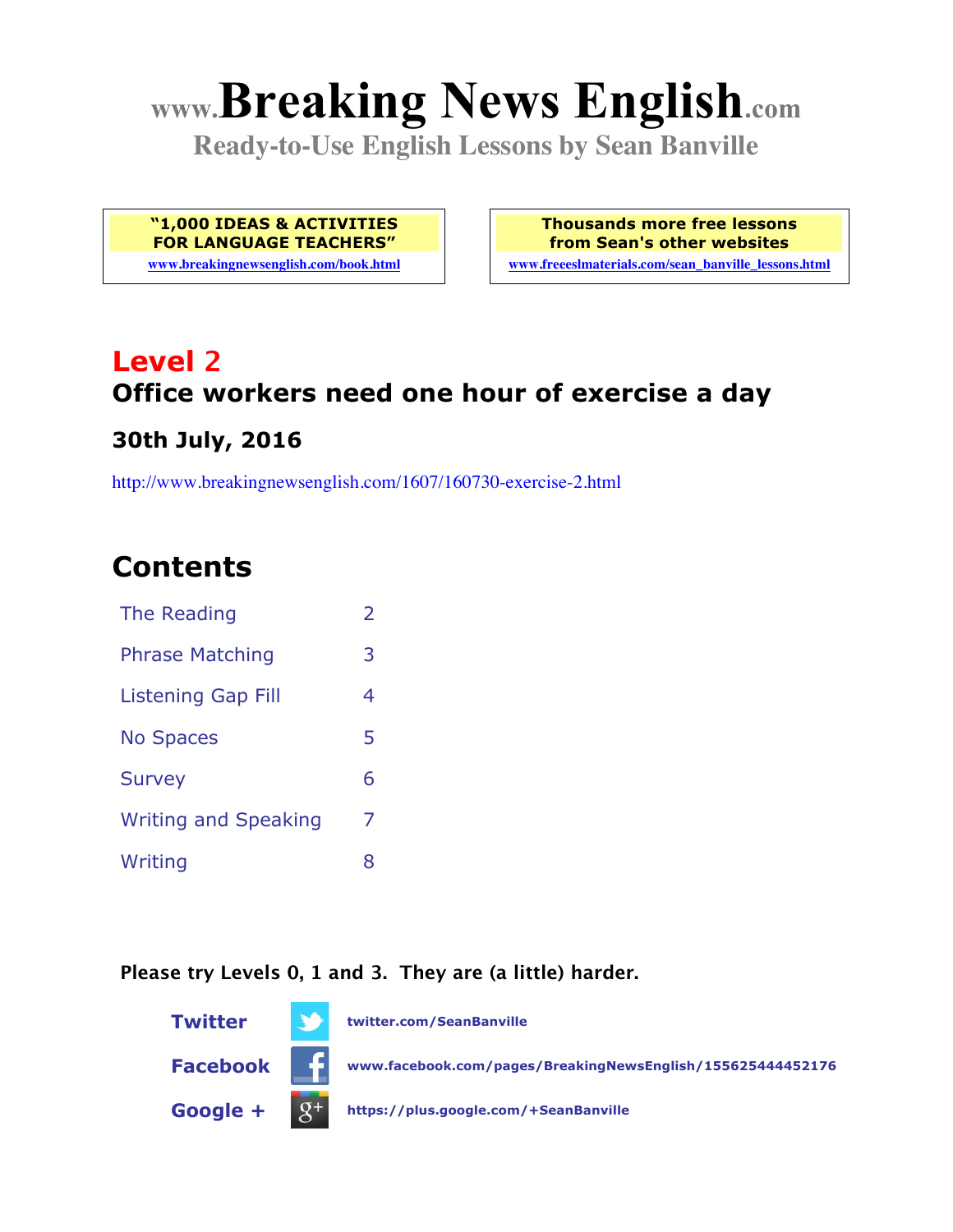# www.Breaking News English.com

**Ready-to-Use English Lessons by Sean Banville**

**"1,000 IDEAS & ACTIVITIES FOR LANGUAGE TEACHERS"**
www.breakingnewsenglish.com/book.html

**Thousands more free lessons from Sean's other websites**
www.freeeslmaterials.com/sean_banville_lessons.html

## Level 2

## Office workers need one hour of exercise a day

### 30th July, 2016

http://www.breakingnewsenglish.com/1607/160730-exercise-2.html

## Contents

| | |
|---|---|
| The Reading | 2 |
| Phrase Matching | 3 |
| Listening Gap Fill | 4 |
| No Spaces | 5 |
| Survey | 6 |
| Writing and Speaking | 7 |
| Writing | 8 |

**Please try Levels 0, 1 and 3. They are (a little) harder.**

**Twitter** twitter.com/SeanBanville

**Facebook** www.facebook.com/pages/BreakingNewsEnglish/155625444452176

**Google +** https://plus.google.com/+SeanBanville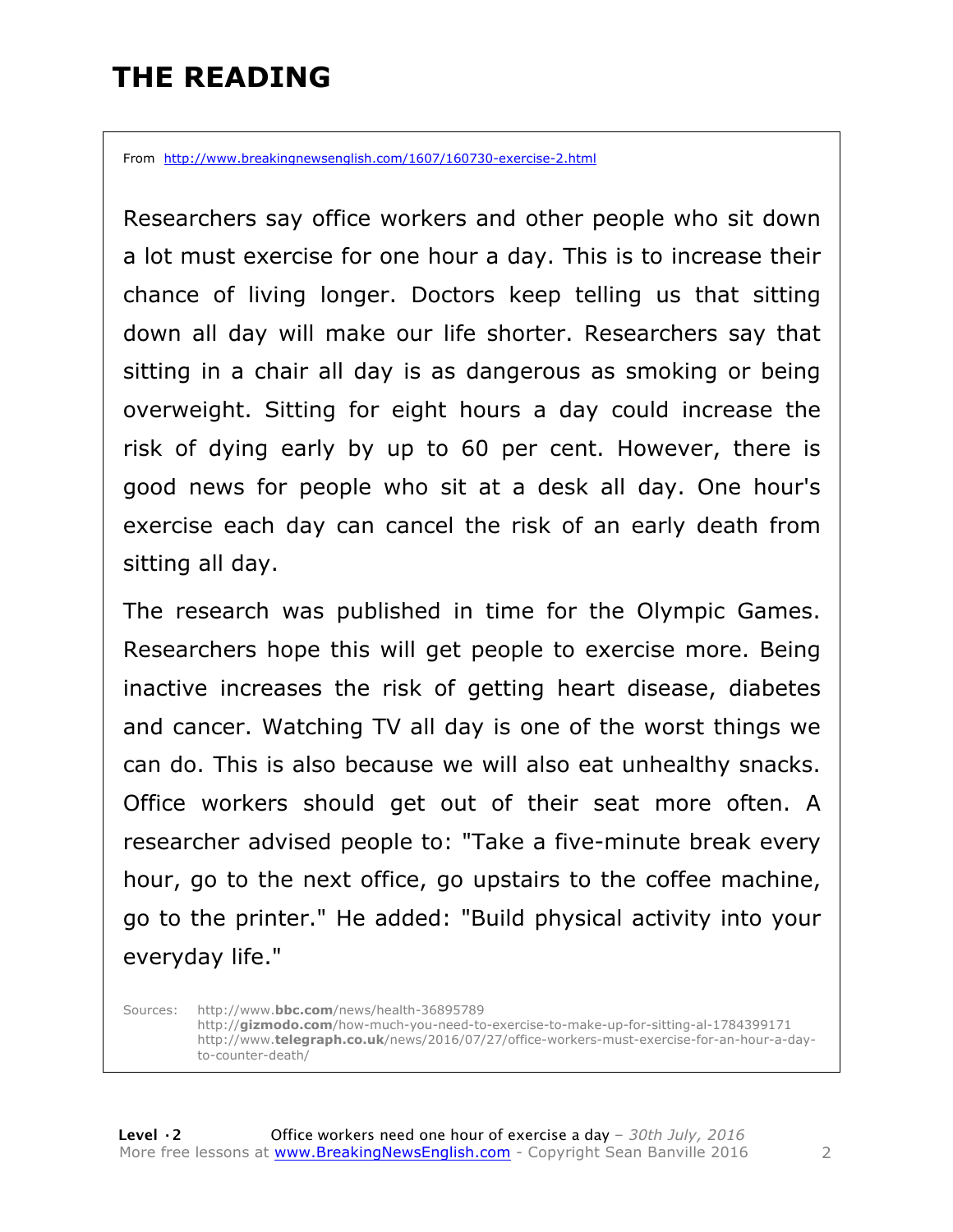# THE READING

From http://www.breakingnewsenglish.com/1607/160730-exercise-2.html

Researchers say office workers and other people who sit down a lot must exercise for one hour a day. This is to increase their chance of living longer. Doctors keep telling us that sitting down all day will make our life shorter. Researchers say that sitting in a chair all day is as dangerous as smoking or being overweight. Sitting for eight hours a day could increase the risk of dying early by up to 60 per cent. However, there is good news for people who sit at a desk all day. One hour's exercise each day can cancel the risk of an early death from sitting all day.

The research was published in time for the Olympic Games. Researchers hope this will get people to exercise more. Being inactive increases the risk of getting heart disease, diabetes and cancer. Watching TV all day is one of the worst things we can do. This is also because we will also eat unhealthy snacks. Office workers should get out of their seat more often. A researcher advised people to: "Take a five-minute break every hour, go to the next office, go upstairs to the coffee machine, go to the printer." He added: "Build physical activity into your everyday life."

Sources:
http://www.**bbc.com**/news/health-36895789
http://**gizmodo.com**/how-much-you-need-to-exercise-to-make-up-for-sitting-al-1784399171
http://www.**telegraph.co.uk**/news/2016/07/27/office-workers-must-exercise-for-an-hour-a-day-to-counter-death/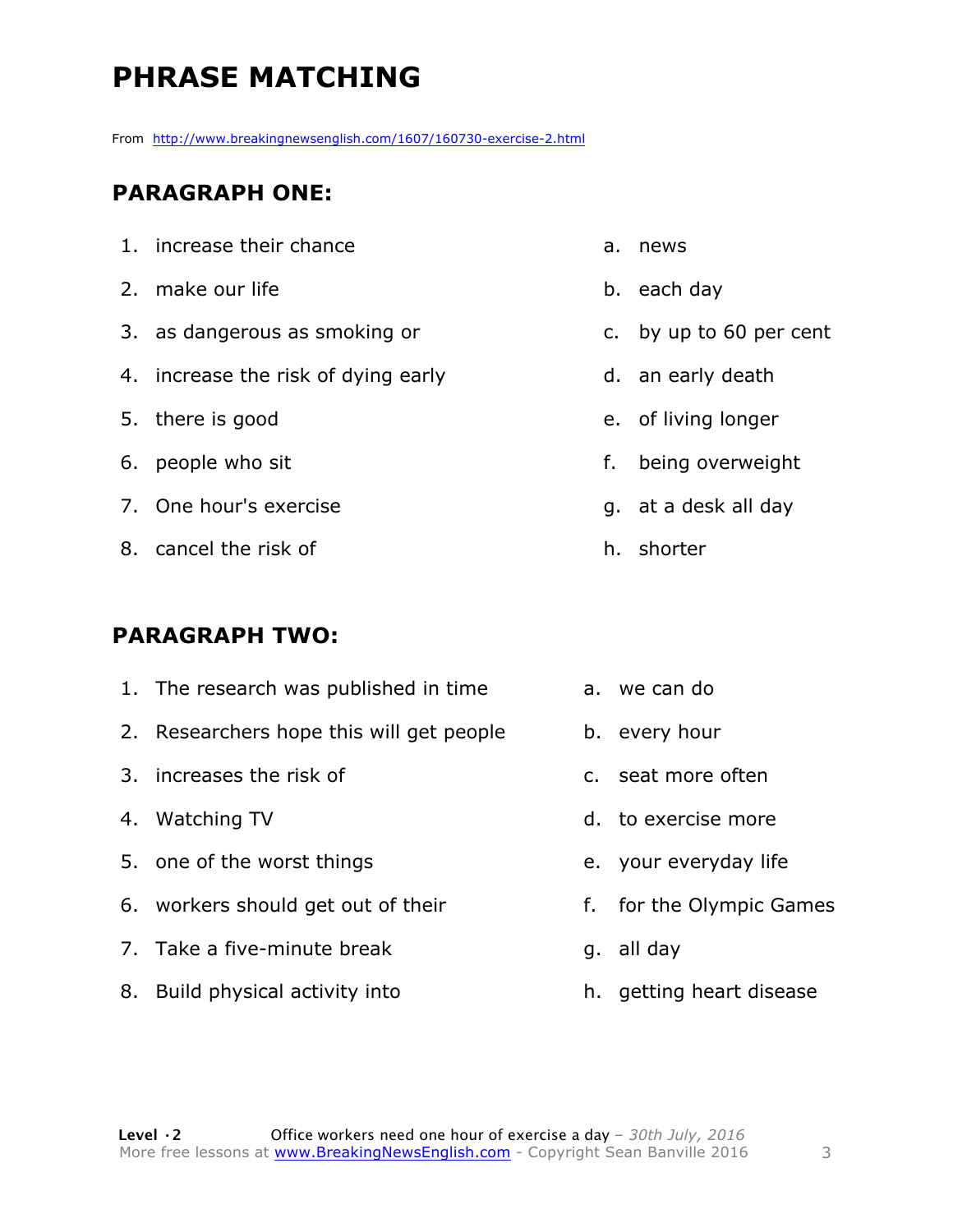# PHRASE MATCHING

From http://www.breakingnewsenglish.com/1607/160730-exercise-2.html

## PARAGRAPH ONE:

| | |
|---|---|
| 1. increase their chance | a. news |
| 2. make our life | b. each day |
| 3. as dangerous as smoking or | c. by up to 60 per cent |
| 4. increase the risk of dying early | d. an early death |
| 5. there is good | e. of living longer |
| 6. people who sit | f. being overweight |
| 7. One hour's exercise | g. at a desk all day |
| 8. cancel the risk of | h. shorter |

## PARAGRAPH TWO:

| | |
|---|---|
| 1. The research was published in time | a. we can do |
| 2. Researchers hope this will get people | b. every hour |
| 3. increases the risk of | c. seat more often |
| 4. Watching TV | d. to exercise more |
| 5. one of the worst things | e. your everyday life |
| 6. workers should get out of their | f. for the Olympic Games |
| 7. Take a five-minute break | g. all day |
| 8. Build physical activity into | h. getting heart disease |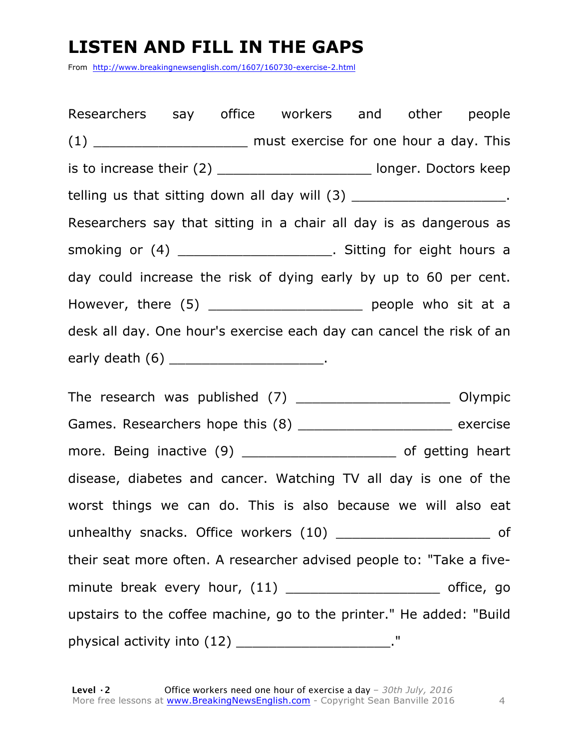# LISTEN AND FILL IN THE GAPS

From http://www.breakingnewsenglish.com/1607/160730-exercise-2.html

Researchers say office workers and other people (1) ___________________ must exercise for one hour a day. This is to increase their (2) ___________________ longer. Doctors keep telling us that sitting down all day will (3) ___________________. Researchers say that sitting in a chair all day is as dangerous as smoking or (4) ___________________. Sitting for eight hours a day could increase the risk of dying early by up to 60 per cent. However, there (5) ___________________ people who sit at a desk all day. One hour's exercise each day can cancel the risk of an early death (6) ___________________.

The research was published (7) ___________________ Olympic Games. Researchers hope this (8) ___________________ exercise more. Being inactive (9) ___________________ of getting heart disease, diabetes and cancer. Watching TV all day is one of the worst things we can do. This is also because we will also eat unhealthy snacks. Office workers (10) ___________________ of their seat more often. A researcher advised people to: "Take a five-minute break every hour, (11) ___________________ office, go upstairs to the coffee machine, go to the printer." He added: "Build physical activity into (12) ___________________."

**Level · 2** Office workers need one hour of exercise a day – *30th July, 2016*
More free lessons at www.BreakingNewsEnglish.com - Copyright Sean Banville 2016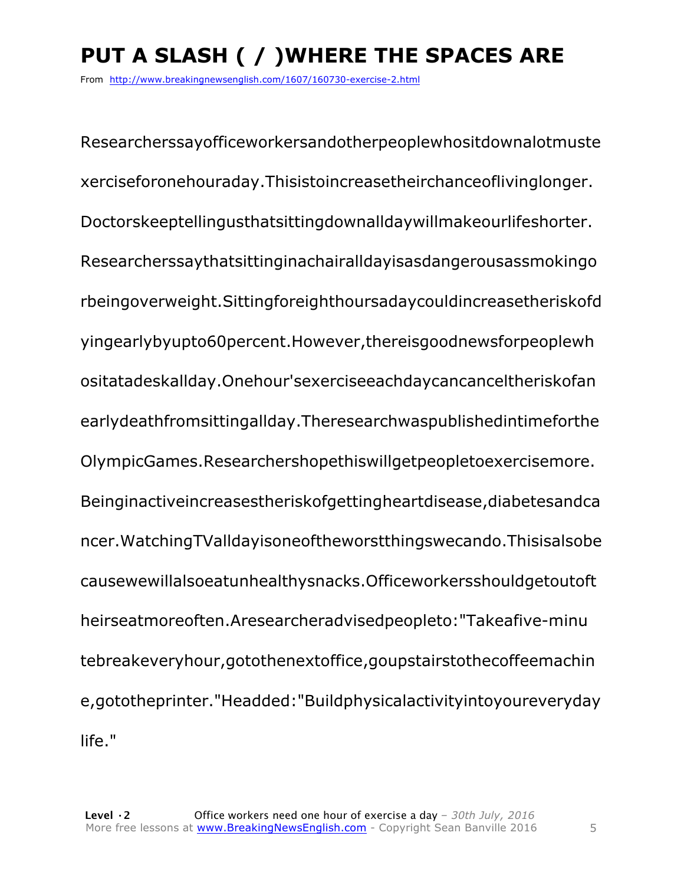# PUT A SLASH ( / )WHERE THE SPACES ARE

From http://www.breakingnewsenglish.com/1607/160730-exercise-2.html

Researcherssayofficeworkersandotherpeoplewhositdownalotmuste
xerciseforonehouraday.Thisistoincreasetheirchanceoflivinglonger.
Doctorskeeptellingusthatsittingdownalldaywillmakeourlifeshorter.
Researcherssaythatsittinginachairalldayisasdangerousassmokingo
rbeingoverweight.Sittingforeighthoursadaycouldincreasetheriskofd
yingearlybyupto60percent.However,thereisgoodnewsforpeoplewh
ositatadeskallday.Onehour'sexerciseeachdaycancanceltheriskofan
earlydeathfromsittingallday.Theresearchwaspublishedintimeforthe
OlympicGames.Researchershopethiswillgetpeopletoexercisemore.
Beinginactiveincreasestheriskofgettingheartdisease,diabetesandca
ncer.WatchingTValldayisoneoftheworstthingswecando.Thisisalsobe
causewewillalsoeatunhealthysnacks.Officeworkersshouldgetoutoft
heirseatmoreoften.Aresearcheradvisedpeopleto:"Takeafive-minu
tebreakeveryhour,gotothenextoffice,goupstairstothecoffeemachin
e,gototheprinter."Headded:"Buildphysicalactivityintoyoureveryday
life."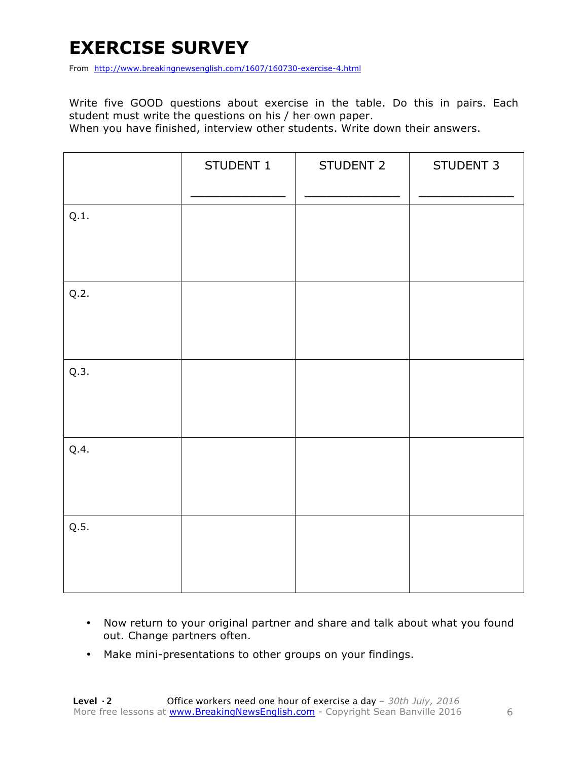# EXERCISE SURVEY

From http://www.breakingnewsenglish.com/1607/160730-exercise-4.html

Write five GOOD questions about exercise in the table. Do this in pairs. Each student must write the questions on his / her own paper.
When you have finished, interview other students. Write down their answers.

| | STUDENT 1<br>_____________ | STUDENT 2<br>_____________ | STUDENT 3<br>_____________ |
|---|---|---|---|
| Q.1. | | | |
| Q.2. | | | |
| Q.3. | | | |
| Q.4. | | | |
| Q.5. | | | |

- Now return to your original partner and share and talk about what you found out. Change partners often.
- Make mini-presentations to other groups on your findings.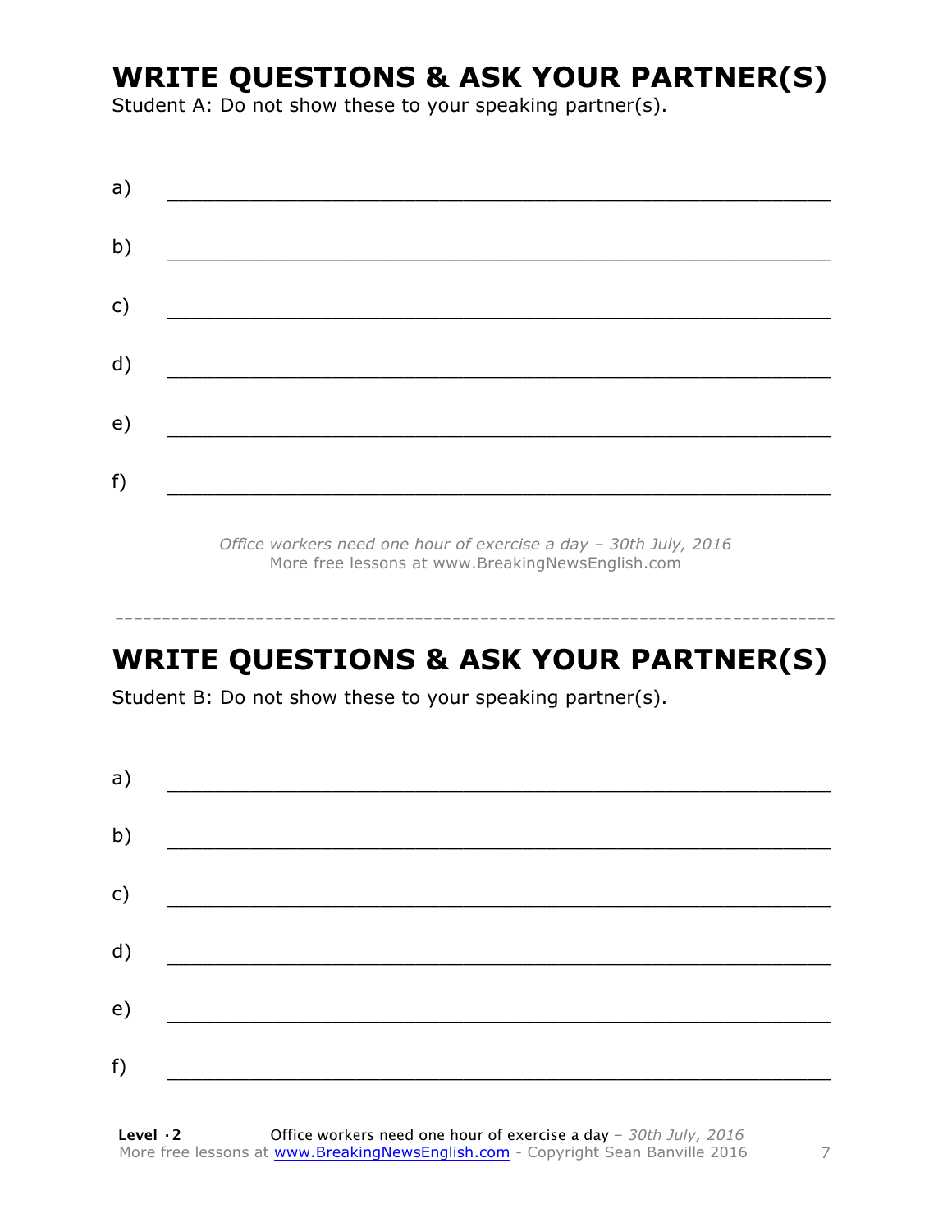# WRITE QUESTIONS & ASK YOUR PARTNER(S)

Student A: Do not show these to your speaking partner(s).

a) ___________________________________________________________

b) ___________________________________________________________

c) ___________________________________________________________

d) ___________________________________________________________

e) ___________________________________________________________

f) ___________________________________________________________

*Office workers need one hour of exercise a day – 30th July, 2016*
More free lessons at www.BreakingNewsEnglish.com

---

# WRITE QUESTIONS & ASK YOUR PARTNER(S)

Student B: Do not show these to your speaking partner(s).

a) ___________________________________________________________

b) ___________________________________________________________

c) ___________________________________________________________

d) ___________________________________________________________

e) ___________________________________________________________

f) ___________________________________________________________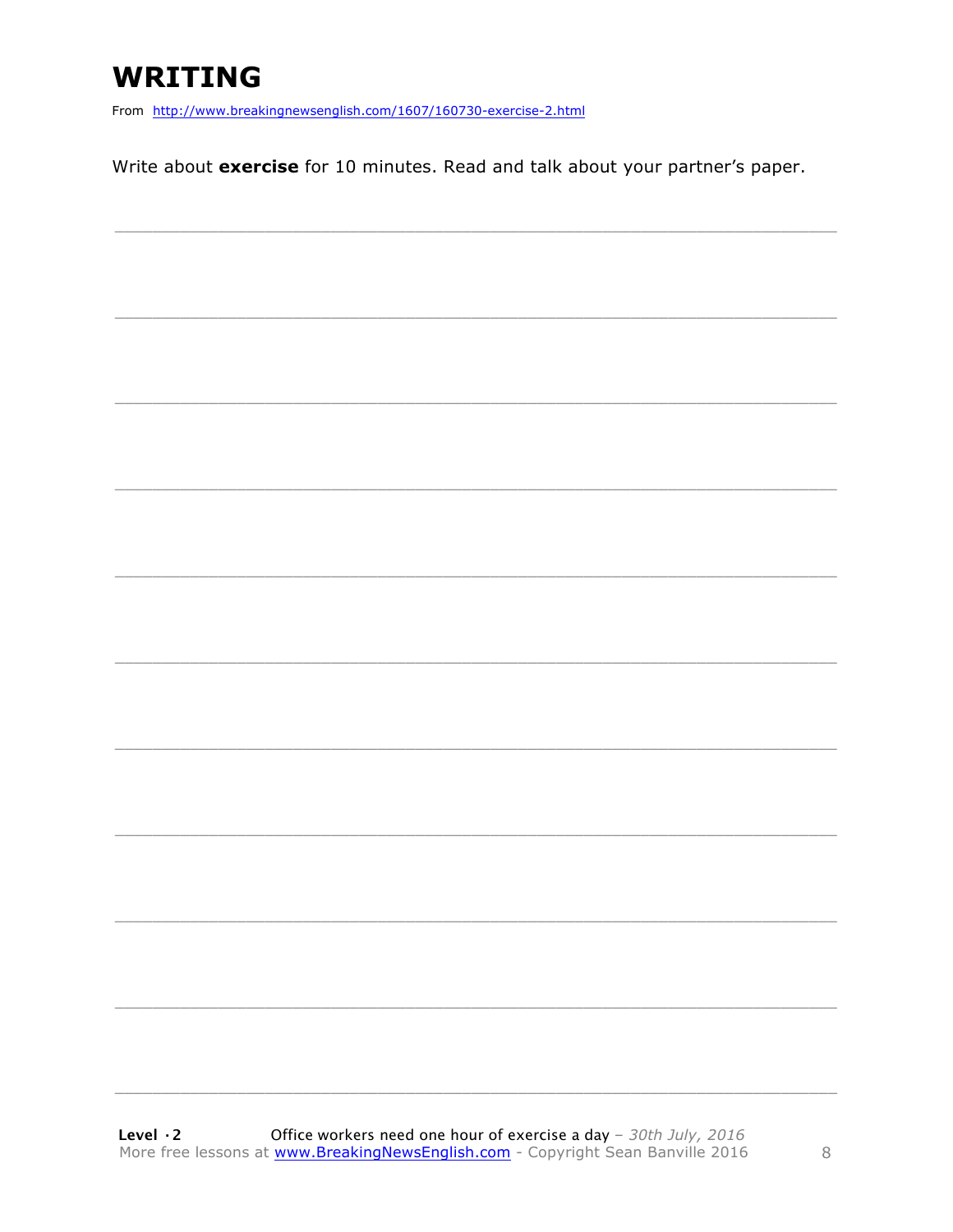# WRITING

From http://www.breakingnewsenglish.com/1607/160730-exercise-2.html

Write about **exercise** for 10 minutes. Read and talk about your partner's paper.

___________________________________________________________________________

___________________________________________________________________________

___________________________________________________________________________

___________________________________________________________________________

___________________________________________________________________________

___________________________________________________________________________

___________________________________________________________________________

___________________________________________________________________________

___________________________________________________________________________

___________________________________________________________________________

___________________________________________________________________________